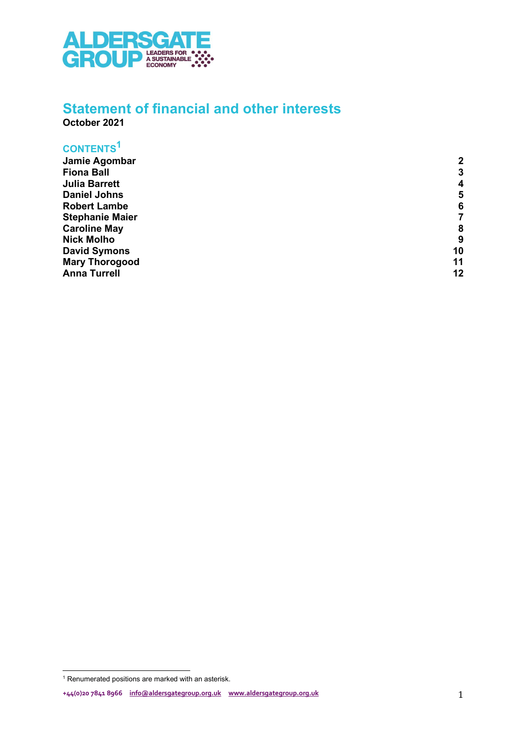# Statement of financial and other interests

**October 2021**

## CONTENTS[1]

| | |
|---|---|
| **Jamie Agombar** | **2** |
| **Fiona Ball** | **3** |
| **Julia Barrett** | **4** |
| **Daniel Johns** | **5** |
| **Robert Lambe** | **6** |
| **Stephanie Maier** | **7** |
| **Caroline May** | **8** |
| **Nick Molho** | **9** |
| **David Symons** | **10** |
| **Mary Thorogood** | **11** |
| **Anna Turrell** | **12** |

[1] Renumerated positions are marked with an asterisk.

+44(0)20 7841 8966 info@aldersgategroup.org.uk www.aldersgategroup.org.uk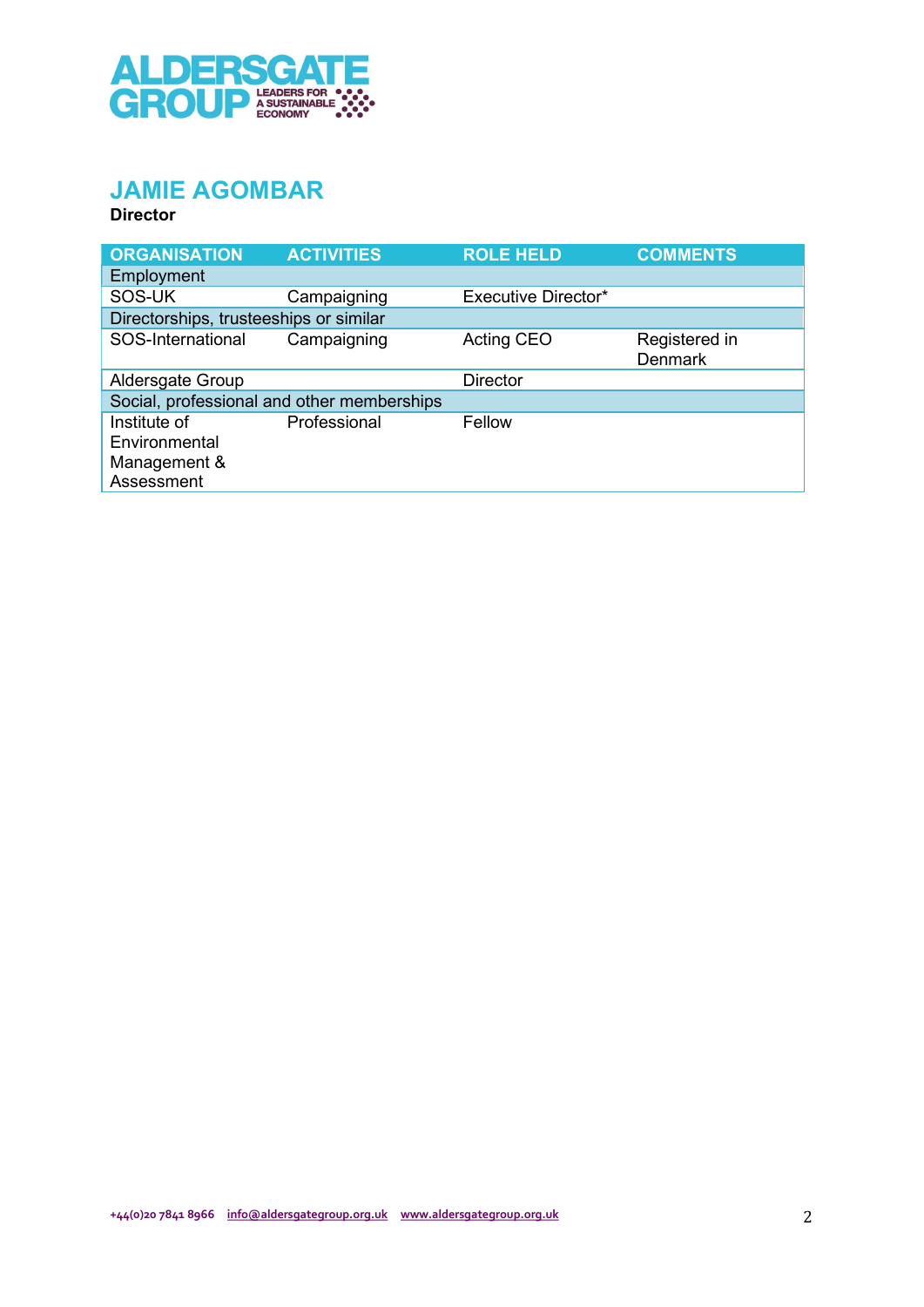## JAMIE AGOMBAR

**Director**

| ORGANISATION | ACTIVITIES | ROLE HELD | COMMENTS |
| --- | --- | --- | --- |
| Employment | | | |
| SOS-UK | Campaigning | Executive Director* | |
| Directorships, trusteeships or similar | | | |
| SOS-International | Campaigning | Acting CEO | Registered in Denmark |
| Aldersgate Group | | Director | |
| Social, professional and other memberships | | | |
| Institute of Environmental Management & Assessment | Professional | Fellow | |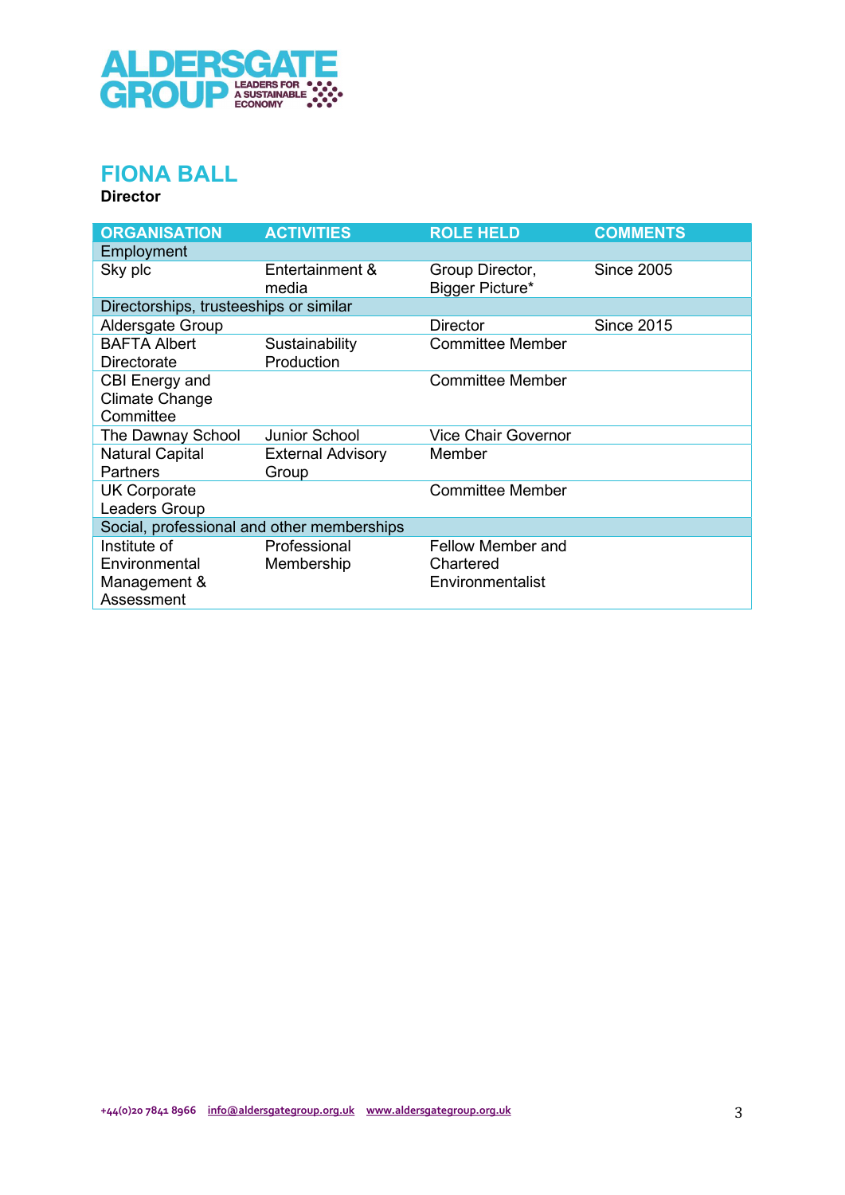# FIONA BALL

**Director**

| ORGANISATION | ACTIVITIES | ROLE HELD | COMMENTS |
|---|---|---|---|
| Employment | | | |
| Sky plc | Entertainment & media | Group Director, Bigger Picture* | Since 2005 |
| Directorships, trusteeships or similar | | | |
| Aldersgate Group | | Director | Since 2015 |
| BAFTA Albert Directorate | Sustainability Production | Committee Member | |
| CBI Energy and Climate Change Committee | | Committee Member | |
| The Dawnay School | Junior School | Vice Chair Governor | |
| Natural Capital Partners | External Advisory Group | Member | |
| UK Corporate Leaders Group | | Committee Member | |
| Social, professional and other memberships | | | |
| Institute of Environmental Management & Assessment | Professional Membership | Fellow Member and Chartered Environmentalist | |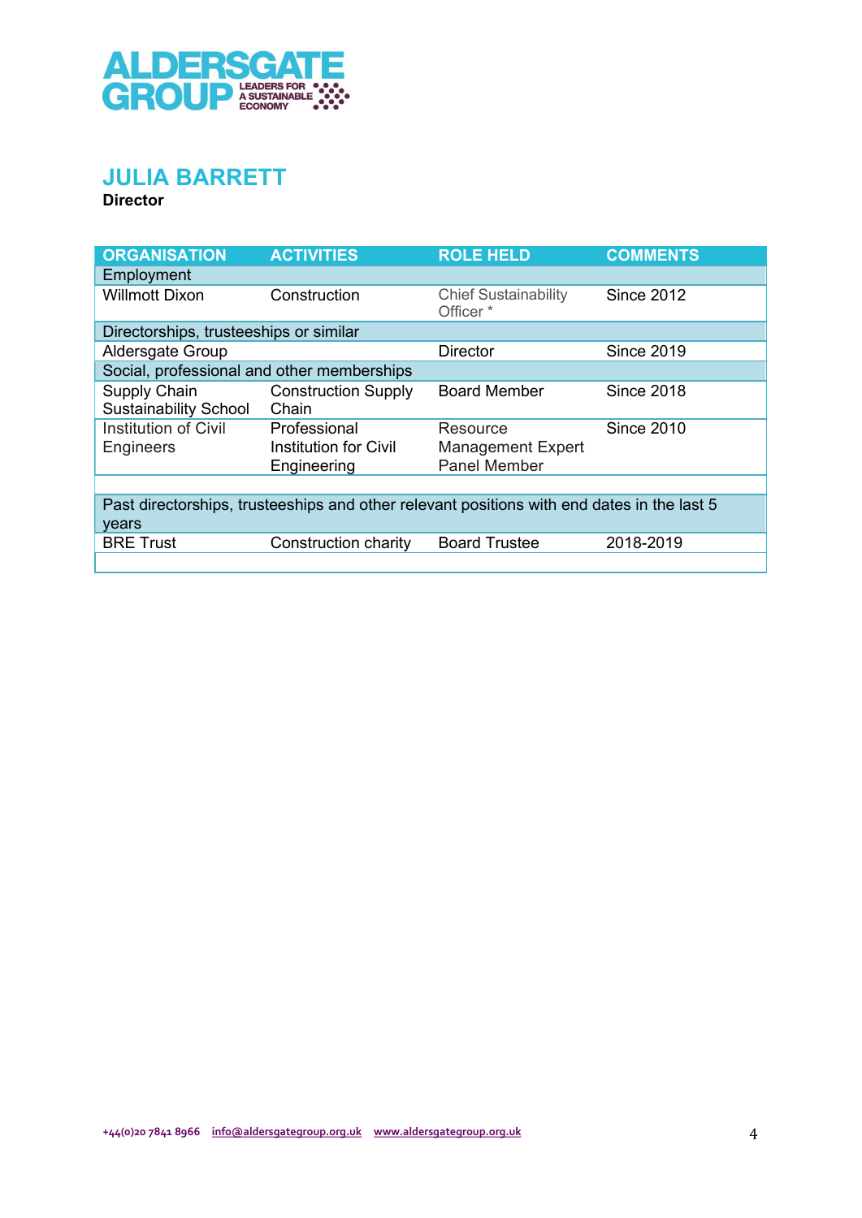# JULIA BARRETT

**Director**

| ORGANISATION | ACTIVITIES | ROLE HELD | COMMENTS |
|---|---|---|---|
| Employment | | | |
| Willmott Dixon | Construction | Chief Sustainability Officer * | Since 2012 |
| Directorships, trusteeships or similar | | | |
| Aldersgate Group | | Director | Since 2019 |
| Social, professional and other memberships | | | |
| Supply Chain Sustainability School | Construction Supply Chain | Board Member | Since 2018 |
| Institution of Civil Engineers | Professional Institution for Civil Engineering | Resource Management Expert Panel Member | Since 2010 |
| | | | |
| Past directorships, trusteeships and other relevant positions with end dates in the last 5 years | | | |
| BRE Trust | Construction charity | Board Trustee | 2018-2019 |
| | | | |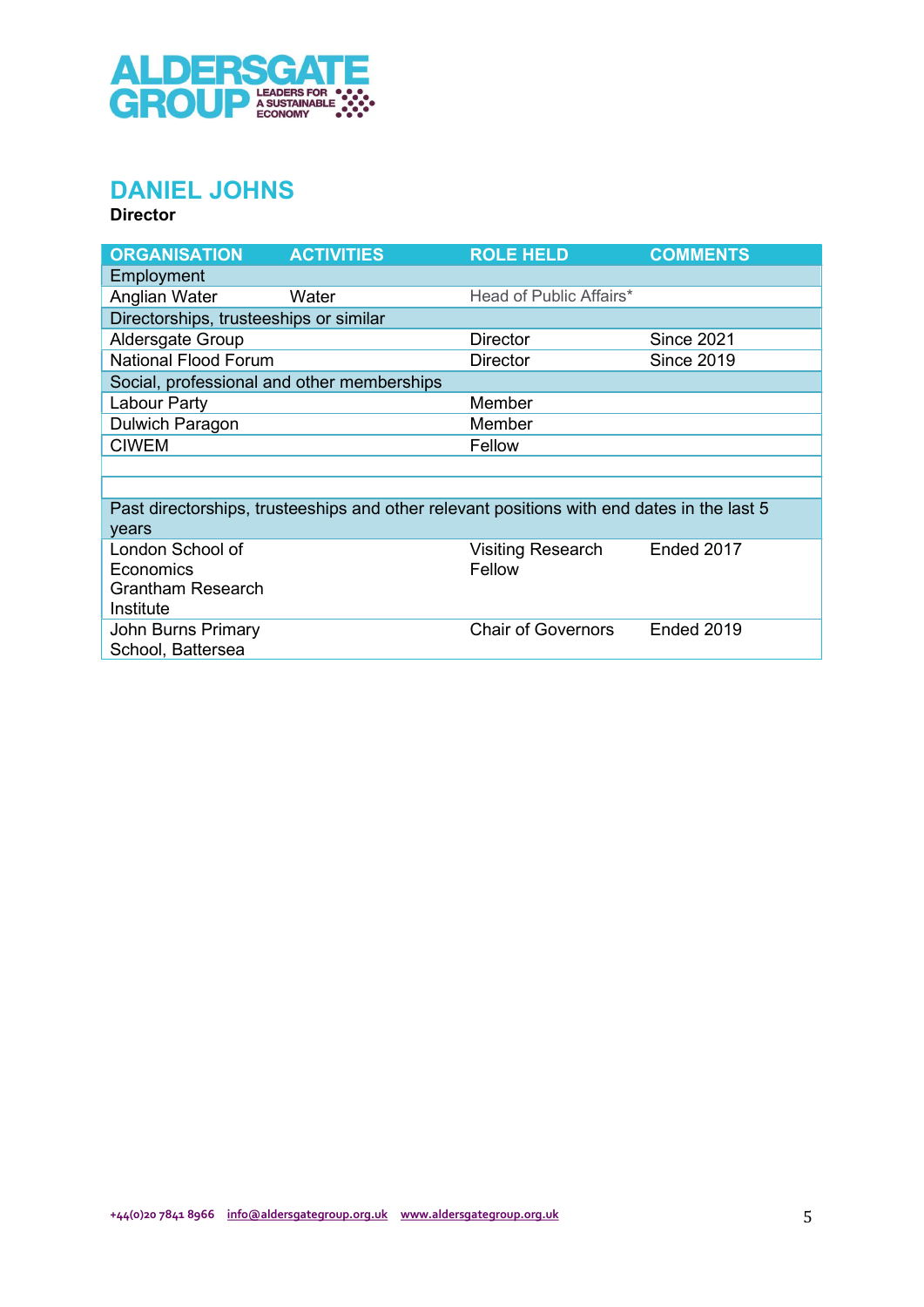## DANIEL JOHNS

**Director**

| ORGANISATION | ACTIVITIES | ROLE HELD | COMMENTS |
|---|---|---|---|
| Employment | | | |
| Anglian Water | Water | Head of Public Affairs* | |
| Directorships, trusteeships or similar | | | |
| Aldersgate Group | | Director | Since 2021 |
| National Flood Forum | | Director | Since 2019 |
| Social, professional and other memberships | | | |
| Labour Party | | Member | |
| Dulwich Paragon | | Member | |
| CIWEM | | Fellow | |
| | | | |
| | | | |
| Past directorships, trusteeships and other relevant positions with end dates in the last 5 years | | | |
| London School of Economics Grantham Research Institute | | Visiting Research Fellow | Ended 2017 |
| John Burns Primary School, Battersea | | Chair of Governors | Ended 2019 |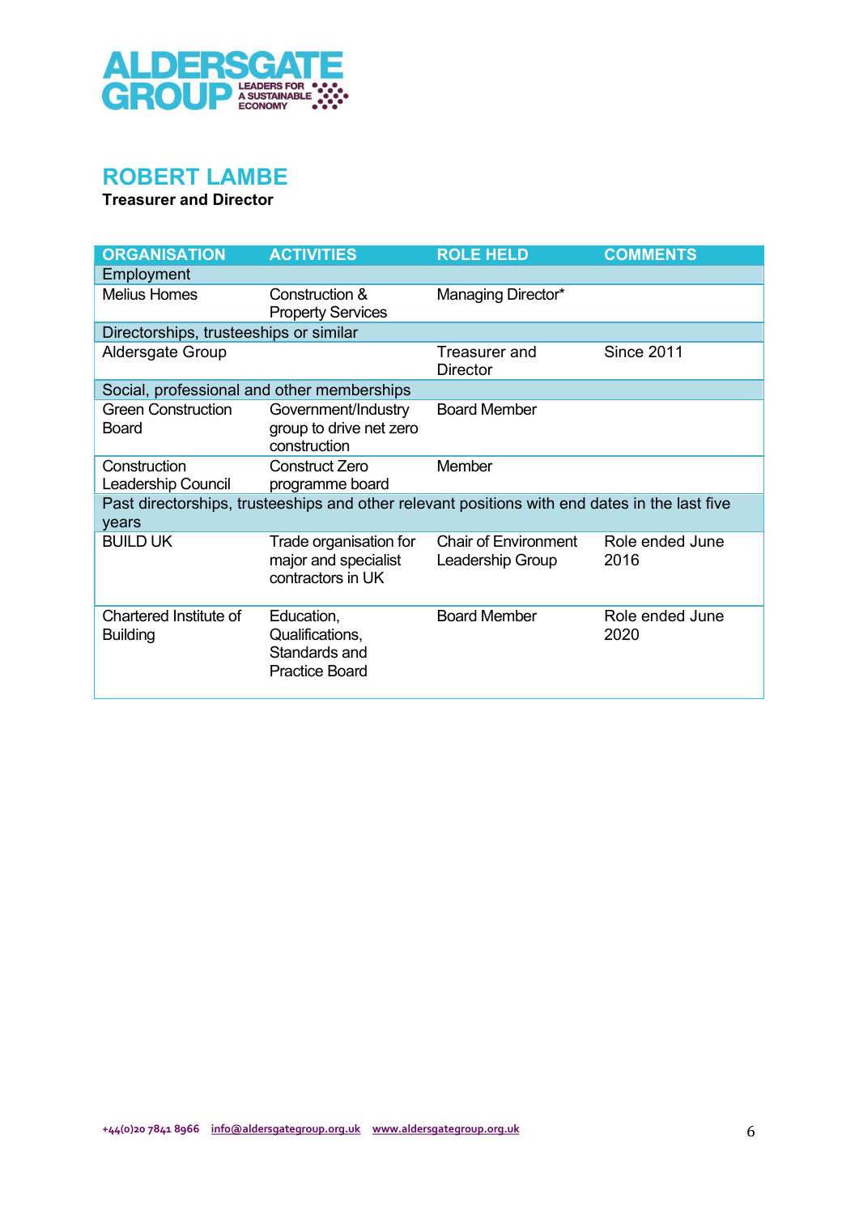## ROBERT LAMBE

**Treasurer and Director**

| ORGANISATION | ACTIVITIES | ROLE HELD | COMMENTS |
|---|---|---|---|
| Employment | | | |
| Melius Homes | Construction & Property Services | Managing Director* | |
| Directorships, trusteeships or similar | | | |
| Aldersgate Group | | Treasurer and Director | Since 2011 |
| Social, professional and other memberships | | | |
| Green Construction Board | Government/Industry group to drive net zero construction | Board Member | |
| Construction Leadership Council | Construct Zero programme board | Member | |
| Past directorships, trusteeships and other relevant positions with end dates in the last five years | | | |
| BUILD UK | Trade organisation for major and specialist contractors in UK | Chair of Environment Leadership Group | Role ended June 2016 |
| Chartered Institute of Building | Education, Qualifications, Standards and Practice Board | Board Member | Role ended June 2020 |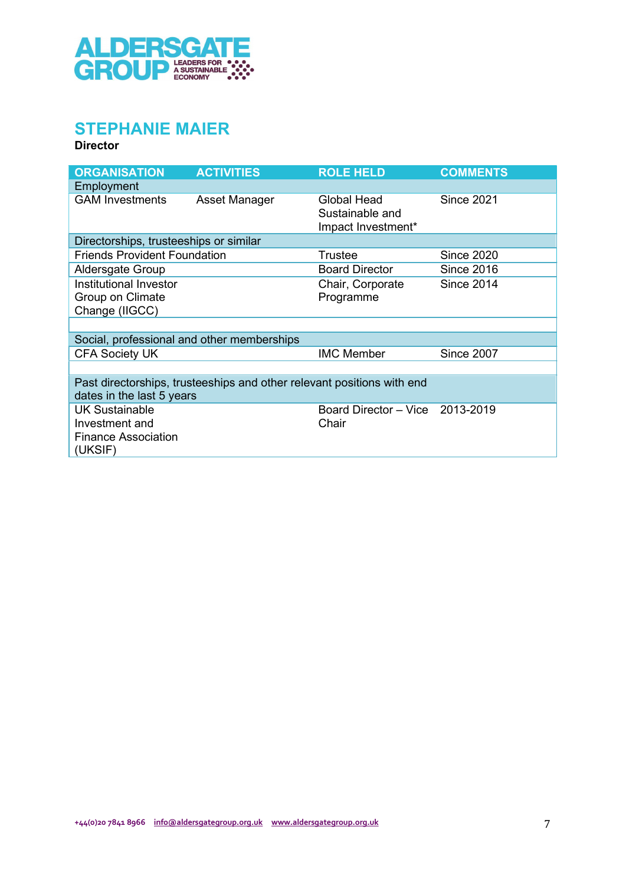## STEPHANIE MAIER

**Director**

| ORGANISATION | ACTIVITIES | ROLE HELD | COMMENTS |
|---|---|---|---|
| Employment | | | |
| GAM Investments | Asset Manager | Global Head Sustainable and Impact Investment* | Since 2021 |
| Directorships, trusteeships or similar | | | |
| Friends Provident Foundation | | Trustee | Since 2020 |
| Aldersgate Group | | Board Director | Since 2016 |
| Institutional Investor Group on Climate Change (IIGCC) | | Chair, Corporate Programme | Since 2014 |
| | | | |
| Social, professional and other memberships | | | |
| CFA Society UK | | IMC Member | Since 2007 |
| | | | |
| Past directorships, trusteeships and other relevant positions with end dates in the last 5 years | | | |
| UK Sustainable Investment and Finance Association (UKSIF) | | Board Director – Vice Chair | 2013-2019 |

+44(0)20 7841 8966 info@aldersgategroup.org.uk www.aldersgategroup.org.uk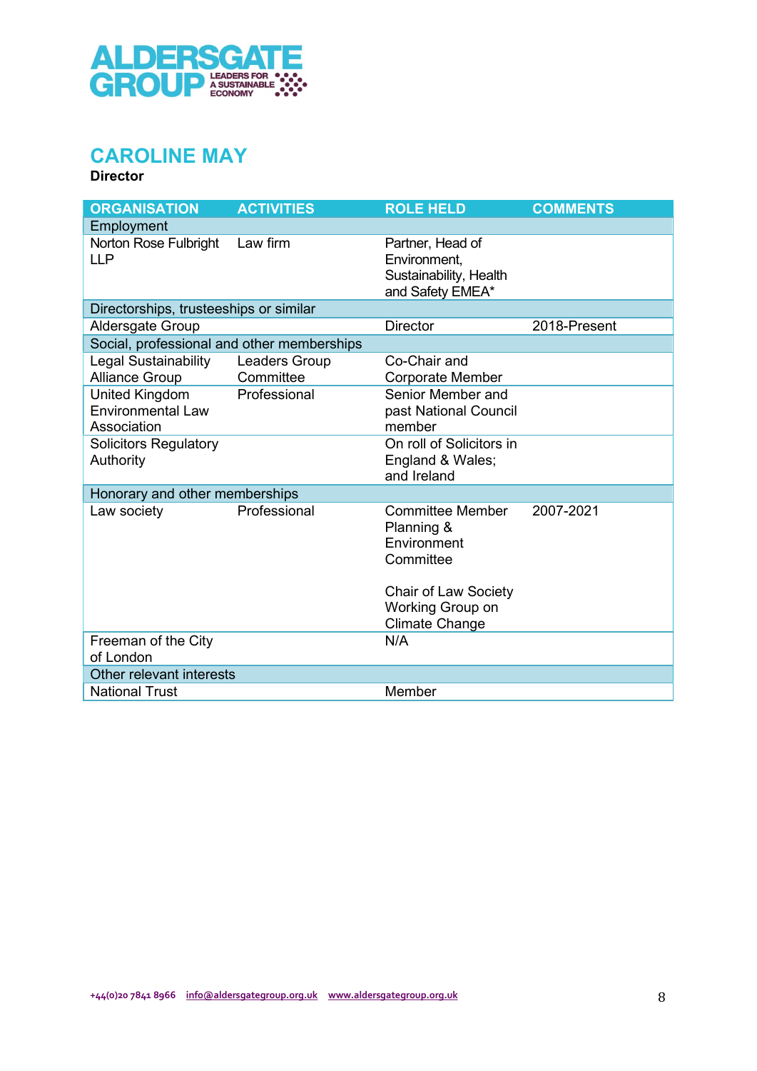## CAROLINE MAY

**Director**

| ORGANISATION | ACTIVITIES | ROLE HELD | COMMENTS |
|---|---|---|---|
| Employment | | | |
| Norton Rose Fulbright LLP | Law firm | Partner, Head of Environment, Sustainability, Health and Safety EMEA* | |
| Directorships, trusteeships or similar | | | |
| Aldersgate Group | | Director | 2018-Present |
| Social, professional and other memberships | | | |
| Legal Sustainability Alliance Group | Leaders Group Committee | Co-Chair and Corporate Member | |
| United Kingdom Environmental Law Association | Professional | Senior Member and past National Council member | |
| Solicitors Regulatory Authority | | On roll of Solicitors in England & Wales; and Ireland | |
| Honorary and other memberships | | | |
| Law society | Professional | Committee Member Planning & Environment Committee<br><br>Chair of Law Society Working Group on Climate Change | 2007-2021 |
| Freeman of the City of London | | N/A | |
| Other relevant interests | | | |
| National Trust | | Member | |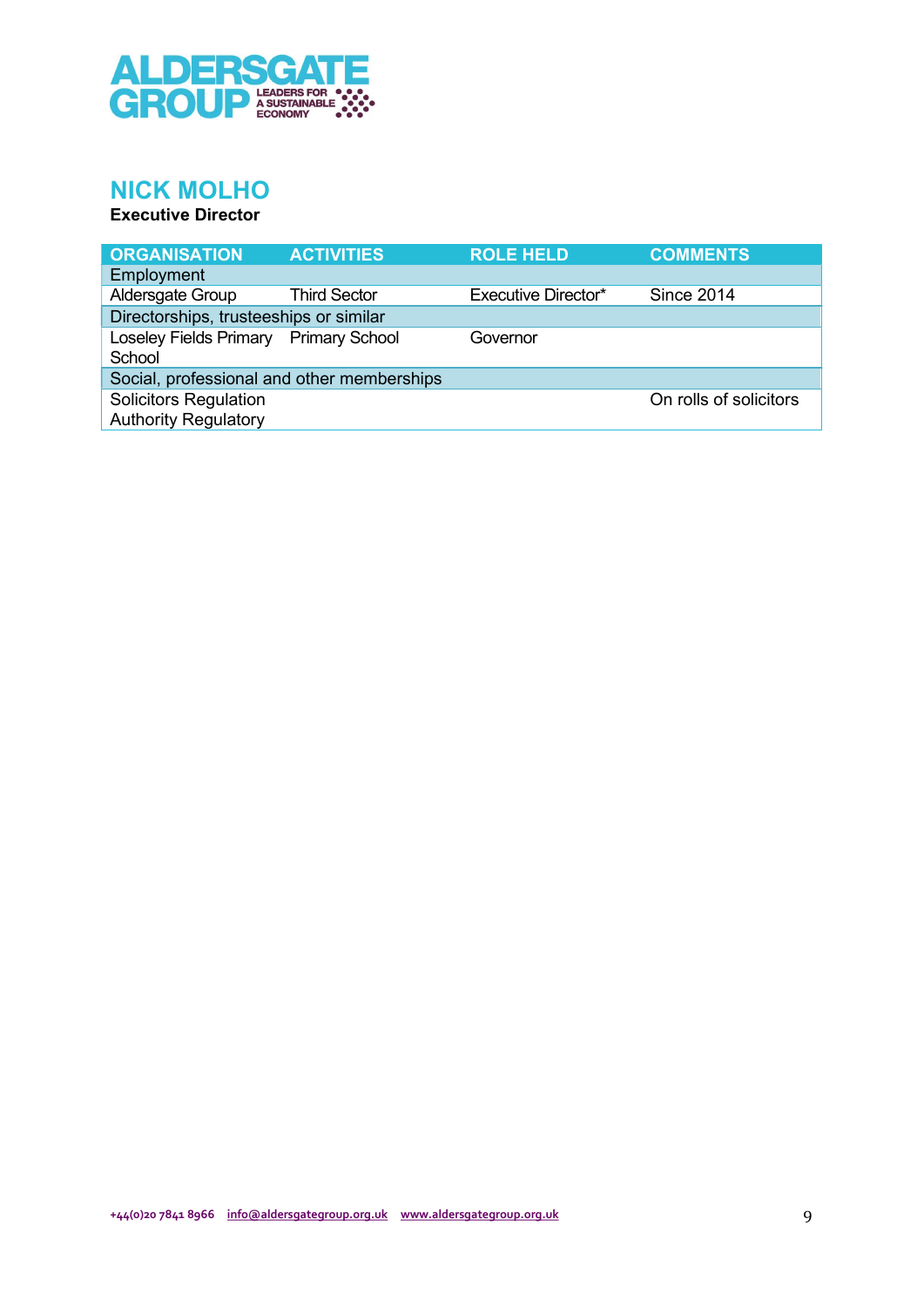## NICK MOLHO

**Executive Director**

| ORGANISATION | ACTIVITIES | ROLE HELD | COMMENTS |
|---|---|---|---|
| Employment | | | |
| Aldersgate Group | Third Sector | Executive Director* | Since 2014 |
| Directorships, trusteeships or similar | | | |
| Loseley Fields Primary School | Primary School | Governor | |
| Social, professional and other memberships | | | |
| Solicitors Regulation Authority Regulatory | | | On rolls of solicitors |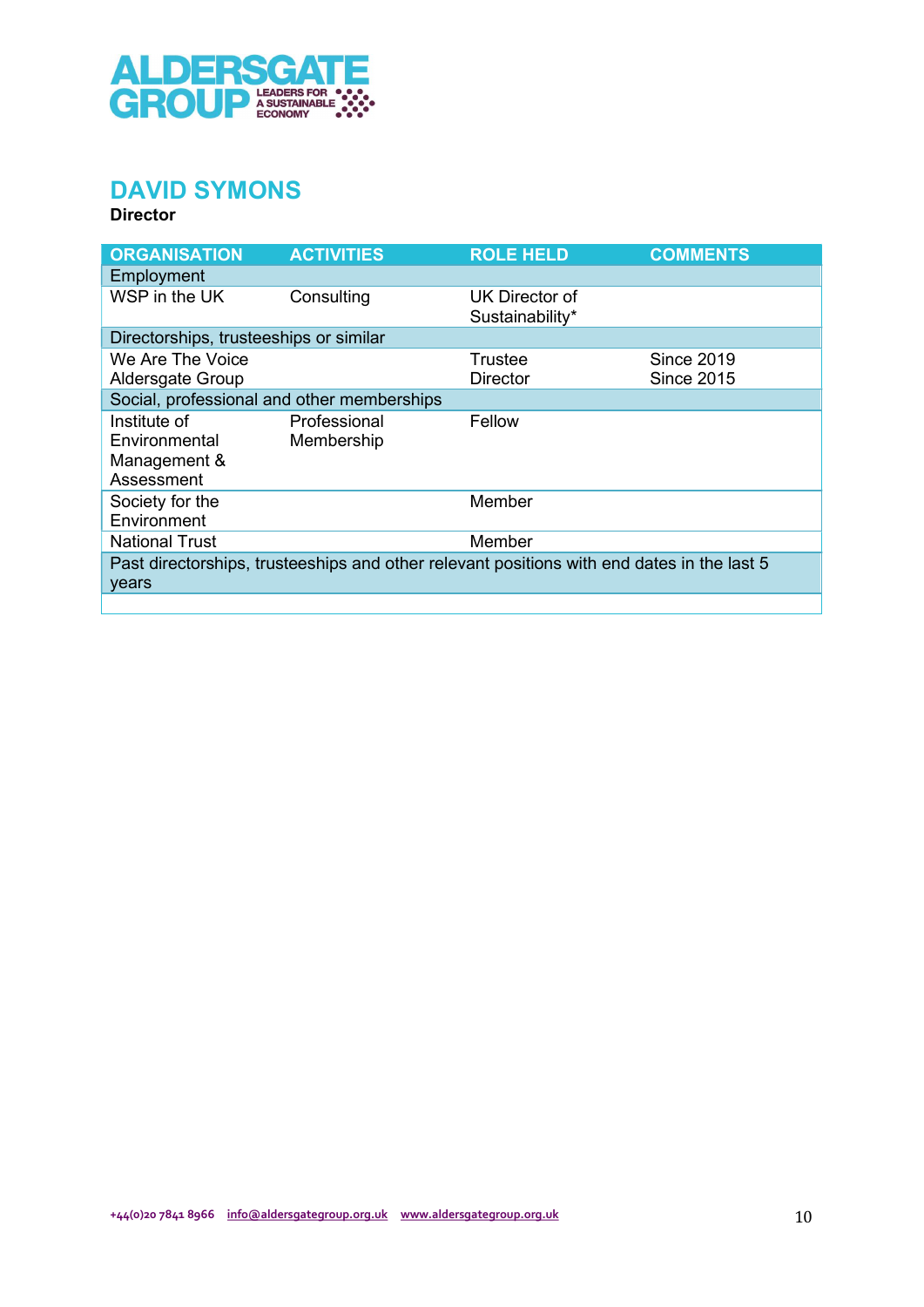## DAVID SYMONS

**Director**

| ORGANISATION | ACTIVITIES | ROLE HELD | COMMENTS |
|---|---|---|---|
| Employment | | | |
| WSP in the UK | Consulting | UK Director of Sustainability* | |
| Directorships, trusteeships or similar | | | |
| We Are The Voice<br>Aldersgate Group | | Trustee<br>Director | Since 2019<br>Since 2015 |
| Social, professional and other memberships | | | |
| Institute of Environmental Management & Assessment | Professional Membership | Fellow | |
| Society for the Environment | | Member | |
| National Trust | | Member | |
| Past directorships, trusteeships and other relevant positions with end dates in the last 5 years | | | |
| | | | |

+44(0)20 7841 8966 info@aldersgategroup.org.uk www.aldersgategroup.org.uk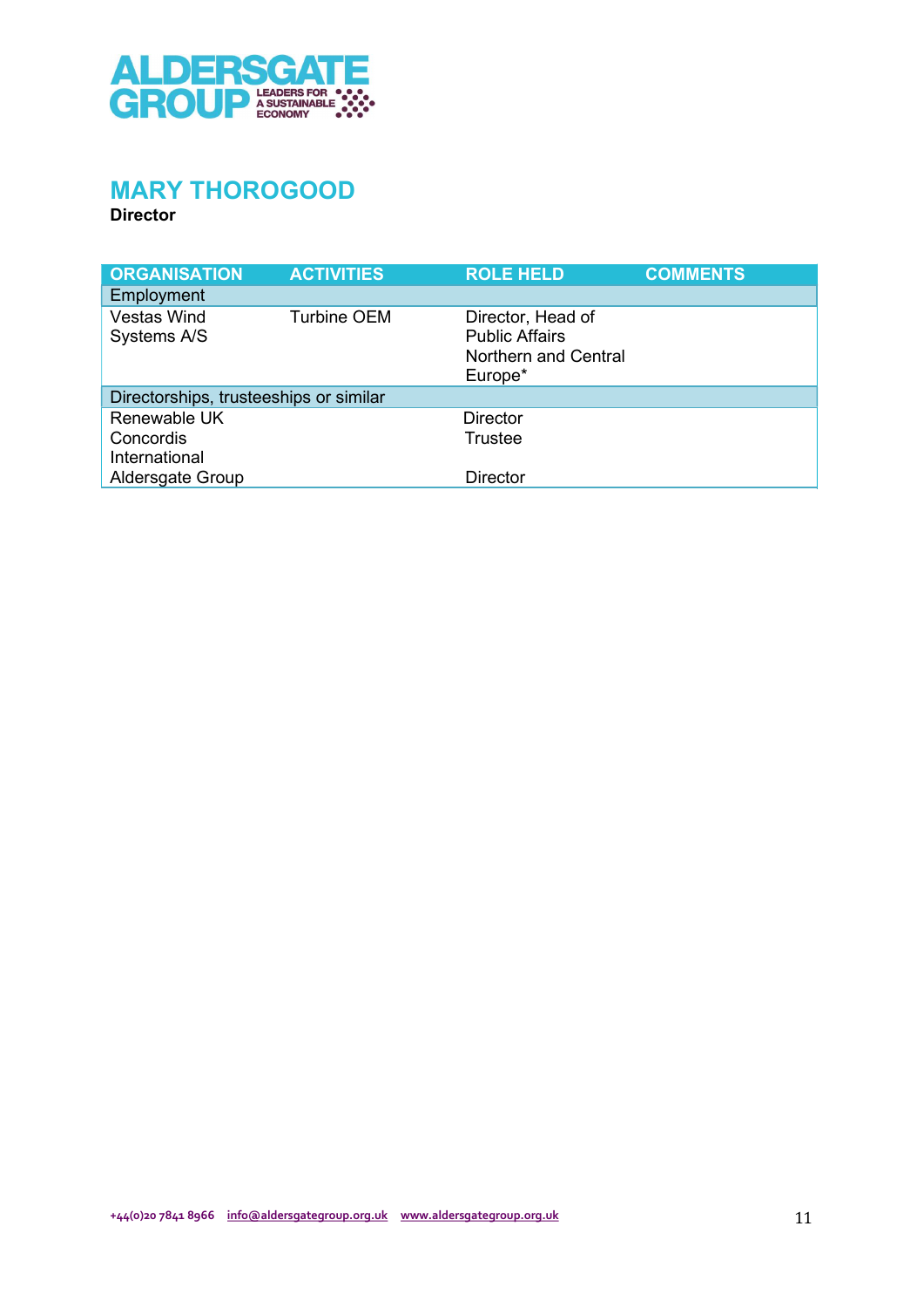## MARY THOROGOOD

**Director**

| ORGANISATION | ACTIVITIES | ROLE HELD | COMMENTS |
|---|---|---|---|
| Employment | | | |
| Vestas Wind Systems A/S | Turbine OEM | Director, Head of Public Affairs Northern and Central Europe* | |
| Directorships, trusteeships or similar | | | |
| Renewable UK | | Director | |
| Concordis International | | Trustee | |
| Aldersgate Group | | Director | |

+44(0)20 7841 8966 info@aldersgategroup.org.uk www.aldersgategroup.org.uk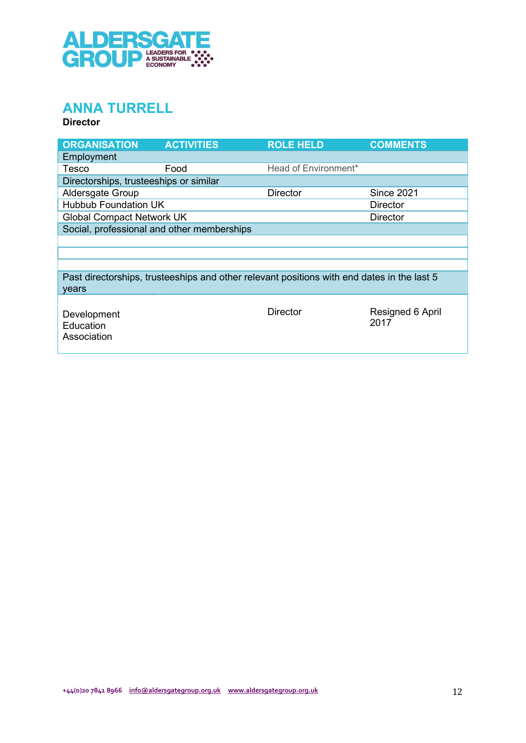## ANNA TURRELL

**Director**

| ORGANISATION | ACTIVITIES | ROLE HELD | COMMENTS |
|---|---|---|---|
| Employment | | | |
| Tesco | Food | Head of Environment* | |
| Directorships, trusteeships or similar | | | |
| Aldersgate Group | | Director | Since 2021 |
| Hubbub Foundation UK | | | Director |
| Global Compact Network UK | | | Director |
| Social, professional and other memberships | | | |
| | | | |
| | | | |
| | | | |
| Past directorships, trusteeships and other relevant positions with end dates in the last 5 years | | | |
| Development Education Association | | Director | Resigned 6 April 2017 |

+44(0)20 7841 8966 info@aldersgategroup.org.uk www.aldersgategroup.org.uk